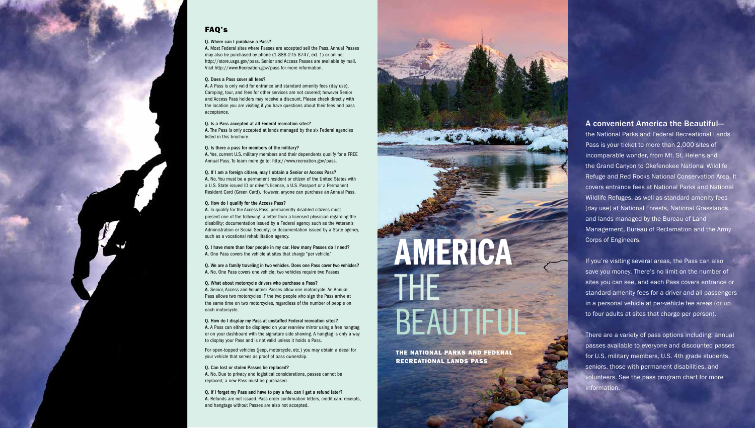## FAQ's

**Q. Where can I purchase a Pass?**
A. Most Federal sites where Passes are accepted sell the Pass. Annual Passes may also be purchased by phone (1-888-275-8747, ext. 1) or online: http://store.usgs.gov/pass. Senior and Access Passes are available by mail. Visit http://www.Recreation.gov/pass for more information.

**Q. Does a Pass cover all fees?**
A. A Pass is only valid for entrance and standard amenity fees (day use). Camping, tour, and fees for other services are not covered; however Senior and Access Pass holders may receive a discount. Please check directly with the location you are visiting if you have questions about their fees and pass acceptance.

**Q. Is a Pass accepted at all Federal recreation sites?**
A. The Pass is only accepted at lands managed by the six Federal agencies listed in this brochure.

**Q. Is there a pass for members of the military?**
A. Yes, current U.S. military members and their dependents qualify for a FREE Annual Pass. To learn more go to: http://www.recreation.gov/pass.

**Q. If I am a foreign citizen, may I obtain a Senior or Access Pass?**
A. No. You must be a permanent resident or citizen of the United States with a U.S. State-issued ID or driver's license, a U.S. Passport or a Permanent Resident Card (Green Card). However, anyone can purchase an Annual Pass.

**Q. How do I qualify for the Access Pass?**
A. To qualify for the Access Pass, permanently disabled citizens must present one of the following: a letter from a licensed physician regarding the disability; documentation issued by a Federal agency such as the Veteran's Administration or Social Security; or documentation issued by a State agency, such as a vocational rehabilitation agency.

**Q. I have more than four people in my car. How many Passes do I need?**
A. One Pass covers the vehicle at sites that charge "per vehicle."

**Q. We are a family traveling in two vehicles. Does one Pass cover two vehicles?**
A. No. One Pass covers one vehicle; two vehicles require two Passes.

**Q. What about motorcycle drivers who purchase a Pass?**
A. Senior, Access and Volunteer Passes allow one motorcycle. An Annual Pass allows two motorcycles IF the two people who sign the Pass arrive at the same time on two motorcycles, regardless of the number of people on each motorcycle.

**Q. How do I display my Pass at unstaffed Federal recreation sites?**
A. A Pass can either be displayed on your rearview mirror using a free hangtag or on your dashboard with the signature side showing. A hangtag is only a way to display your Pass and is not valid unless it holds a Pass.

For open-topped vehicles (jeep, motorcycle, etc.) you may obtain a decal for your vehicle that serves as proof of pass ownership.

**Q. Can lost or stolen Passes be replaced?**
A. No. Due to privacy and logistical considerations, passes cannot be replaced; a new Pass must be purchased.

**Q. If I forget my Pass and have to pay a fee, can I get a refund later?**
A. Refunds are not issued. Pass order confirmation letters, credit card receipts, and hangtags without Passes are also not accepted.

# AMERICA THE BEAUTIFUL

**THE NATIONAL PARKS AND FEDERAL RECREATIONAL LANDS PASS**

**A convenient America the Beautiful—** the National Parks and Federal Recreational Lands Pass is your ticket to more than 2,000 sites of incomparable wonder, from Mt. St. Helens and the Grand Canyon to Okefenokee National Wildlife Refuge and Red Rocks National Conservation Area. It covers entrance fees at National Parks and National Wildlife Refuges, as well as standard amenity fees (day use) at National Forests, National Grasslands, and lands managed by the Bureau of Land Management, Bureau of Reclamation and the Army Corps of Engineers.

If you're visiting several areas, the Pass can also save you money. There's no limit on the number of sites you can see, and each Pass covers entrance or standard amenity fees for a driver and all passengers in a personal vehicle at per-vehicle fee areas (or up to four adults at sites that charge per person).

There are a variety of pass options including: annual passes available to everyone and discounted passes for U.S. military members, U.S. 4th grade students, seniors, those with permanent disabilities, and volunteers. See the pass program chart for more information.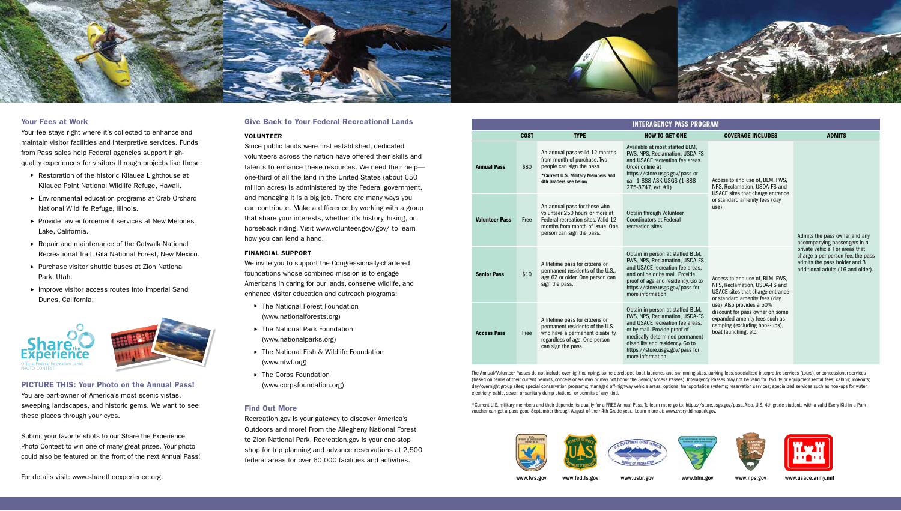## Your Fees at Work

Your fee stays right where it's collected to enhance and maintain visitor facilities and interpretive services. Funds from Pass sales help Federal agencies support high-quality experiences for visitors through projects like these:

- Restoration of the historic Kilauea Lighthouse at Kilauea Point National Wildlife Refuge, Hawaii.
- Environmental education programs at Crab Orchard National Wildlife Refuge, Illinois.
- Provide law enforcement services at New Melones Lake, California.
- Repair and maintenance of the Catwalk National Recreational Trail, Gila National Forest, New Mexico.
- Purchase visitor shuttle buses at Zion National Park, Utah.
- Improve visitor access routes into Imperial Sand Dunes, California.

Share the Experience
Official Federal Recreation Lands PHOTO CONTEST

## PICTURE THIS: Your Photo on the Annual Pass!

You are part-owner of America's most scenic vistas, sweeping landscapes, and historic gems. We want to see these places through your eyes.

Submit your favorite shots to our Share the Experience Photo Contest to win one of many great prizes. Your photo could also be featured on the front of the next Annual Pass!

For details visit: www.sharetheexperience.org.

## Give Back to Your Federal Recreational Lands

### VOLUNTEER

Since public lands were first established, dedicated volunteers across the nation have offered their skills and talents to enhance these resources. We need their help—one-third of all the land in the United States (about 650 million acres) is administered by the Federal government, and managing it is a big job. There are many ways you can contribute. Make a difference by working with a group that share your interests, whether it's history, hiking, or horseback riding. Visit www.volunteer.gov/gov/ to learn how you can lend a hand.

### FINANCIAL SUPPORT

We invite you to support the Congressionally-chartered foundations whose combined mission is to engage Americans in caring for our lands, conserve wildlife, and enhance visitor education and outreach programs:

- The National Forest Foundation (www.nationalforests.org)
- The National Park Foundation (www.nationalparks.org)
- The National Fish & Wildlife Foundation (www.nfwf.org)
- The Corps Foundation (www.corpsfoundation.org)

## Find Out More

Recreation.gov is your gateway to discover America's Outdoors and more! From the Allegheny National Forest to Zion National Park, Recreation.gov is your one-stop shop for trip planning and advance reservations at 2,500 federal areas for over 60,000 facilities and activities.

## INTERAGENCY PASS PROGRAM

| | COST | TYPE | HOW TO GET ONE | COVERAGE INCLUDES | ADMITS |
|---|---|---|---|---|---|
| **Annual Pass** | $80 | An annual pass valid 12 months from month of purchase. Two people can sign the pass. *Current U.S. Military Members and 4th Graders see below | Available at most staffed BLM, FWS, NPS, Reclamation, USDA-FS and USACE recreation fee areas. Order online at https://store.usgs.gov/pass or call 1-888-ASK-USGS (1-888-275-8747, ext. #1) | Access to and use of, BLM, FWS, NPS, Reclamation, USDA-FS and USACE sites that charge entrance or standard amenity fees (day use). | Admits the pass owner and any accompanying passengers in a private vehicle. For areas that charge a per person fee, the pass admits the pass holder and 3 additional adults (16 and older). |
| **Volunteer Pass** | Free | An annual pass for those who volunteer 250 hours or more at Federal recreation sites. Valid 12 months from month of issue. One person can sign the pass. | Obtain through Volunteer Coordinators at Federal recreation sites. | | |
| **Senior Pass** | $10 | A lifetime pass for citizens or permanent residents of the U.S., age 62 or older. One person can sign the pass. | Obtain in person at staffed BLM, FWS, NPS, Reclamation, USDA-FS and USACE recreation fee areas, and online or by mail. Provide proof of age and residency. Go to https://store.usgs.gov/pass for more information. | Access to and use of, BLM, FWS, NPS, Reclamation, USDA-FS and USACE sites that charge entrance or standard amenity fees (day use). Also provides a 50% discount for pass owner on some expanded amenity fees such as camping (excluding hook-ups), boat launching, etc. | |
| **Access Pass** | Free | A lifetime pass for citizens or permanent residents of the U.S. who have a permanent disability, regardless of age. One person can sign the pass. | Obtain in person at staffed BLM, FWS, NPS, Reclamation, USDA-FS and USACE recreation fee areas, or by mail. Provide proof of medically determined permanent disability and residency. Go to https://store.usgs.gov/pass for more information. | | |

The Annual/Volunteer Passes do not include overnight camping, some developed boat launches and swimming sites, parking fees, specialized interpretive services (tours), or concessioner services (based on terms of their current permits, concessioners may or may not honor the Senior/Access Passes). Interagency Passes may not be valid for facility or equipment rental fees; cabins; lookouts; day/overnight group sites; special conservation programs; managed off-highway vehicle areas; optional transportation systems; reservation services; specialized services such as hookups for water, electricity, cable, sewer, or sanitary dump stations; or permits of any kind.

*Current U.S. military members and their dependents qualify for a FREE Annual Pass. To learn more go to: https://store.usgs.gov/pass. Also, U.S. 4th grade students with a valid Every Kid in a Park voucher can get a pass good September through August of their 4th Grade year. Learn more at: www.everykidinapark.gov.

www.fws.gov www.fed.fs.gov www.usbr.gov www.blm.gov www.nps.gov www.usace.army.mil